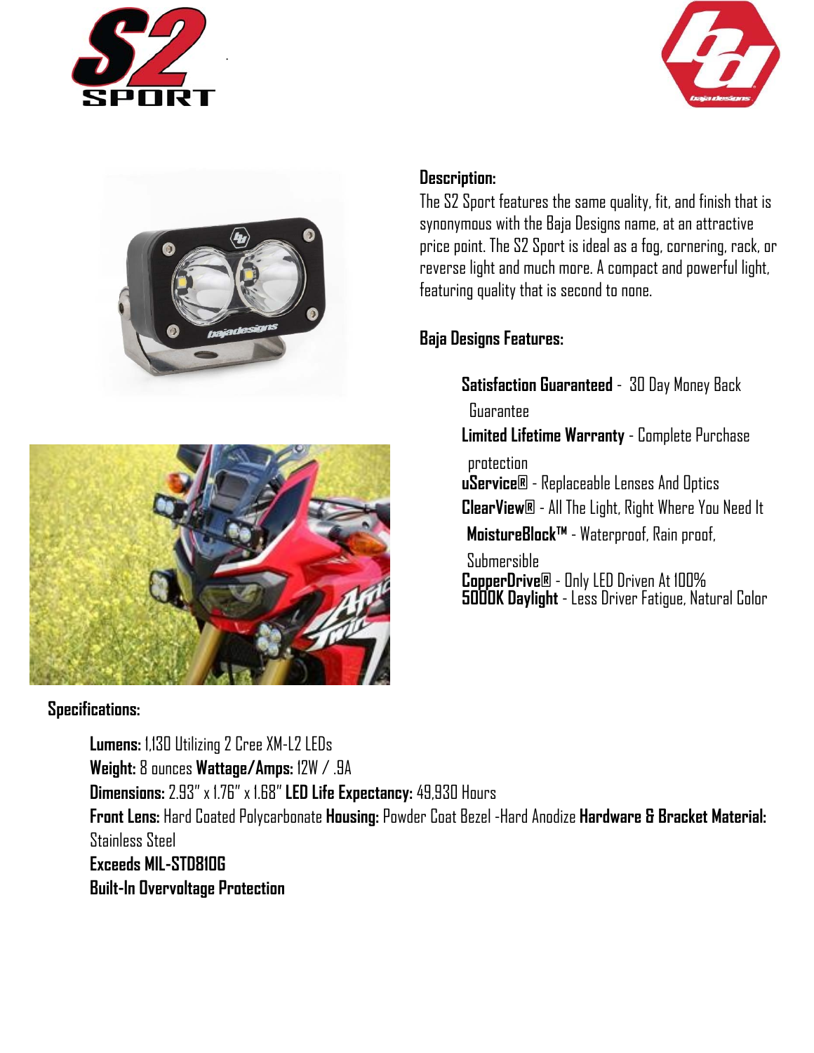## Description:

The S2 Sport features the same quality, fit, and finish that is synonymous with the Baja Designs name, at an attractive price point. The S2 Sport is ideal as a fog, cornering, rack, or reverse light and much more. A compact and powerful light, featuring quality that is second to none.

## Baja Designs Features:

**Satisfaction Guaranteed** - 30 Day Money Back Guarantee
**Limited Lifetime Warranty** - Complete Purchase protection
**uService®** - Replaceable Lenses And Optics
**ClearView®** - All The Light, Right Where You Need It
**MoistureBlock™** - Waterproof, Rain proof, Submersible
**CopperDrive®** - Only LED Driven At 100%
**5000K Daylight** - Less Driver Fatigue, Natural Color

## Specifications:

**Lumens:** 1,130 Utilizing 2 Cree XM-L2 LEDs
**Weight:** 8 ounces **Wattage/Amps:** 12W / .9A
**Dimensions:** 2.93" x 1.76" x 1.68" **LED Life Expectancy:** 49,930 Hours
**Front Lens:** Hard Coated Polycarbonate **Housing:** Powder Coat Bezel -Hard Anodize **Hardware & Bracket Material:** Stainless Steel
**Exceeds MIL-STD810G**
**Built-In Overvoltage Protection**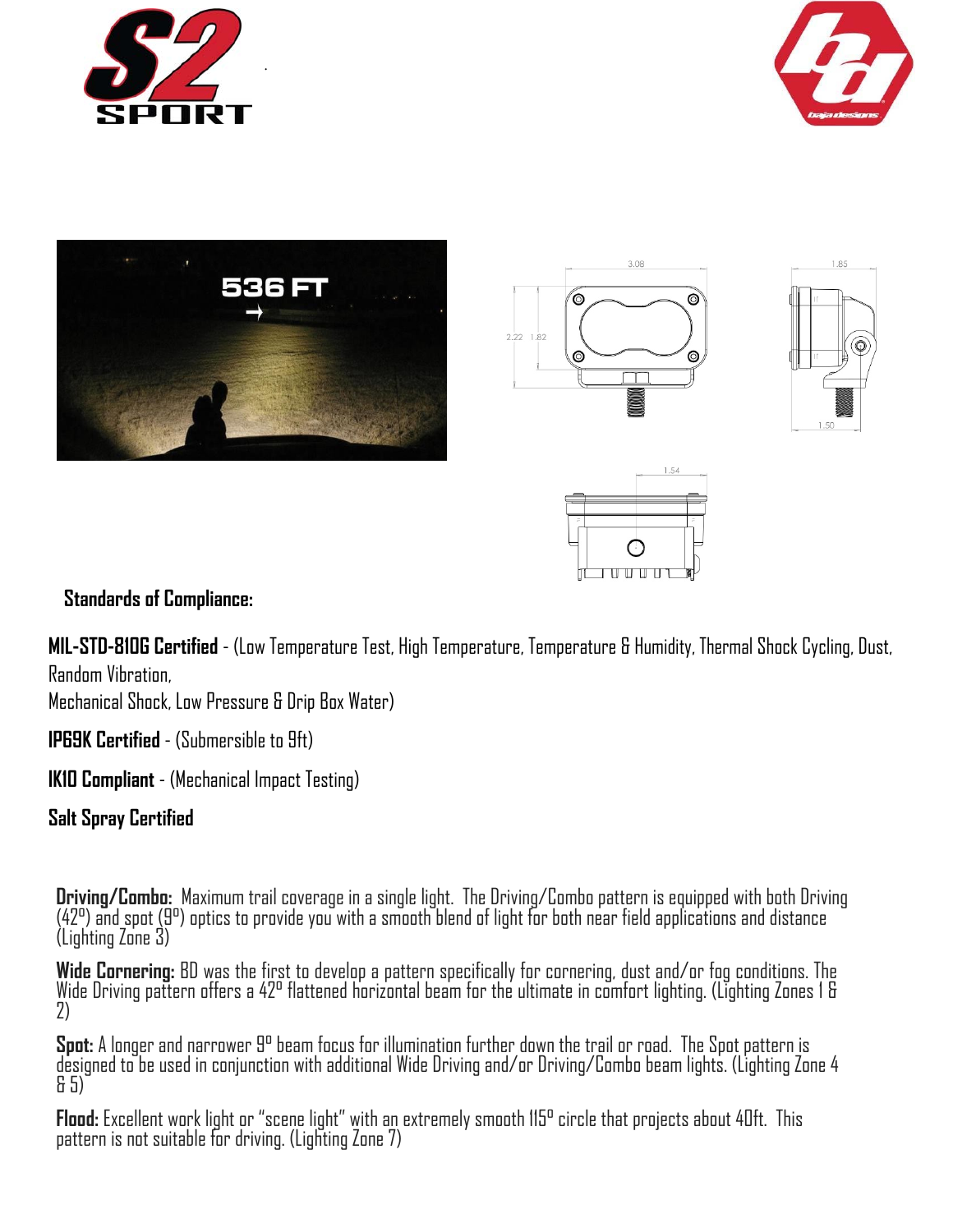## Standards of Compliance:

**MIL-STD-810G Certified** - (Low Temperature Test, High Temperature, Temperature & Humidity, Thermal Shock Cycling, Dust, Random Vibration,
Mechanical Shock, Low Pressure & Drip Box Water)

**IP69K Certified** - (Submersible to 9ft)

**IK10 Compliant** - (Mechanical Impact Testing)

**Salt Spray Certified**

**Driving/Combo:** Maximum trail coverage in a single light. The Driving/Combo pattern is equipped with both Driving (42º) and spot (9º) optics to provide you with a smooth blend of light for both near field applications and distance (Lighting Zone 3)

**Wide Cornering:** BD was the first to develop a pattern specifically for cornering, dust and/or fog conditions. The Wide Driving pattern offers a 42º flattened horizontal beam for the ultimate in comfort lighting. (Lighting Zones 1 & 2)

**Spot:** A longer and narrower 9º beam focus for illumination further down the trail or road. The Spot pattern is designed to be used in conjunction with additional Wide Driving and/or Driving/Combo beam lights. (Lighting Zone 4 & 5)

**Flood:** Excellent work light or "scene light" with an extremely smooth 115º circle that projects about 40ft. This pattern is not suitable for driving. (Lighting Zone 7)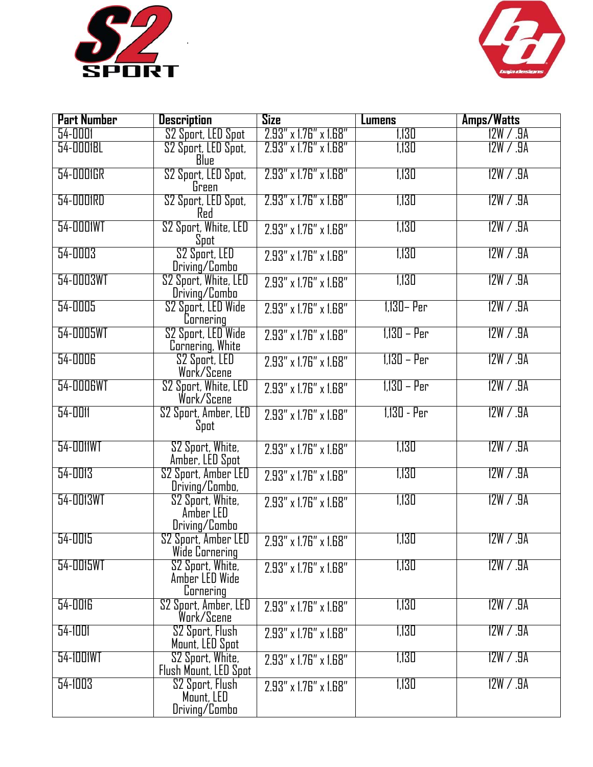| Part Number | Description | Size | Lumens | Amps/Watts |
| --- | --- | --- | --- | --- |
| 54-0001 | S2 Sport, LED Spot | 2.93" x 1.76" x 1.68" | 1,130 | 12W / .9A |
| 54-0001BL | S2 Sport, LED Spot, Blue | 2.93" x 1.76" x 1.68" | 1,130 | 12W / .9A |
| 54-0001GR | S2 Sport, LED Spot, Green | 2.93" x 1.76" x 1.68" | 1,130 | 12W / .9A |
| 54-0001RD | S2 Sport, LED Spot, Red | 2.93" x 1.76" x 1.68" | 1,130 | 12W / .9A |
| 54-0001WT | S2 Sport, White, LED Spot | 2.93" x 1.76" x 1.68" | 1,130 | 12W / .9A |
| 54-0003 | S2 Sport, LED Driving/Combo | 2.93" x 1.76" x 1.68" | 1,130 | 12W / .9A |
| 54-0003WT | S2 Sport, White, LED Driving/Combo | 2.93" x 1.76" x 1.68" | 1,130 | 12W / .9A |
| 54-0005 | S2 Sport, LED Wide Cornering | 2.93" x 1.76" x 1.68" | 1,130– Per | 12W / .9A |
| 54-0005WT | S2 Sport, LED Wide Cornering, White | 2.93" x 1.76" x 1.68" | 1,130 – Per | 12W / .9A |
| 54-0006 | S2 Sport, LED Work/Scene | 2.93" x 1.76" x 1.68" | 1,130 – Per | 12W / .9A |
| 54-0006WT | S2 Sport, White, LED Work/Scene | 2.93" x 1.76" x 1.68" | 1,130 – Per | 12W / .9A |
| 54-0011 | S2 Sport, Amber, LED Spot | 2.93" x 1.76" x 1.68" | 1,130 - Per | 12W / .9A |
| 54-0011WT | S2 Sport, White, Amber, LED Spot | 2.93" x 1.76" x 1.68" | 1,130 | 12W / .9A |
| 54-0013 | S2 Sport, Amber LED Driving/Combo, | 2.93" x 1.76" x 1.68" | 1,130 | 12W / .9A |
| 54-0013WT | S2 Sport, White, Amber LED Driving/Combo | 2.93" x 1.76" x 1.68" | 1,130 | 12W / .9A |
| 54-0015 | S2 Sport, Amber LED Wide Cornering | 2.93" x 1.76" x 1.68" | 1,130 | 12W / .9A |
| 54-0015WT | S2 Sport, White, Amber LED Wide Cornering | 2.93" x 1.76" x 1.68" | 1,130 | 12W / .9A |
| 54-0016 | S2 Sport, Amber, LED Work/Scene | 2.93" x 1.76" x 1.68" | 1,130 | 12W / .9A |
| 54-1001 | S2 Sport, Flush Mount, LED Spot | 2.93" x 1.76" x 1.68" | 1,130 | 12W / .9A |
| 54-1001WT | S2 Sport, White, Flush Mount, LED Spot | 2.93" x 1.76" x 1.68" | 1,130 | 12W / .9A |
| 54-1003 | S2 Sport, Flush Mount, LED Driving/Combo | 2.93" x 1.76" x 1.68" | 1,130 | 12W / .9A |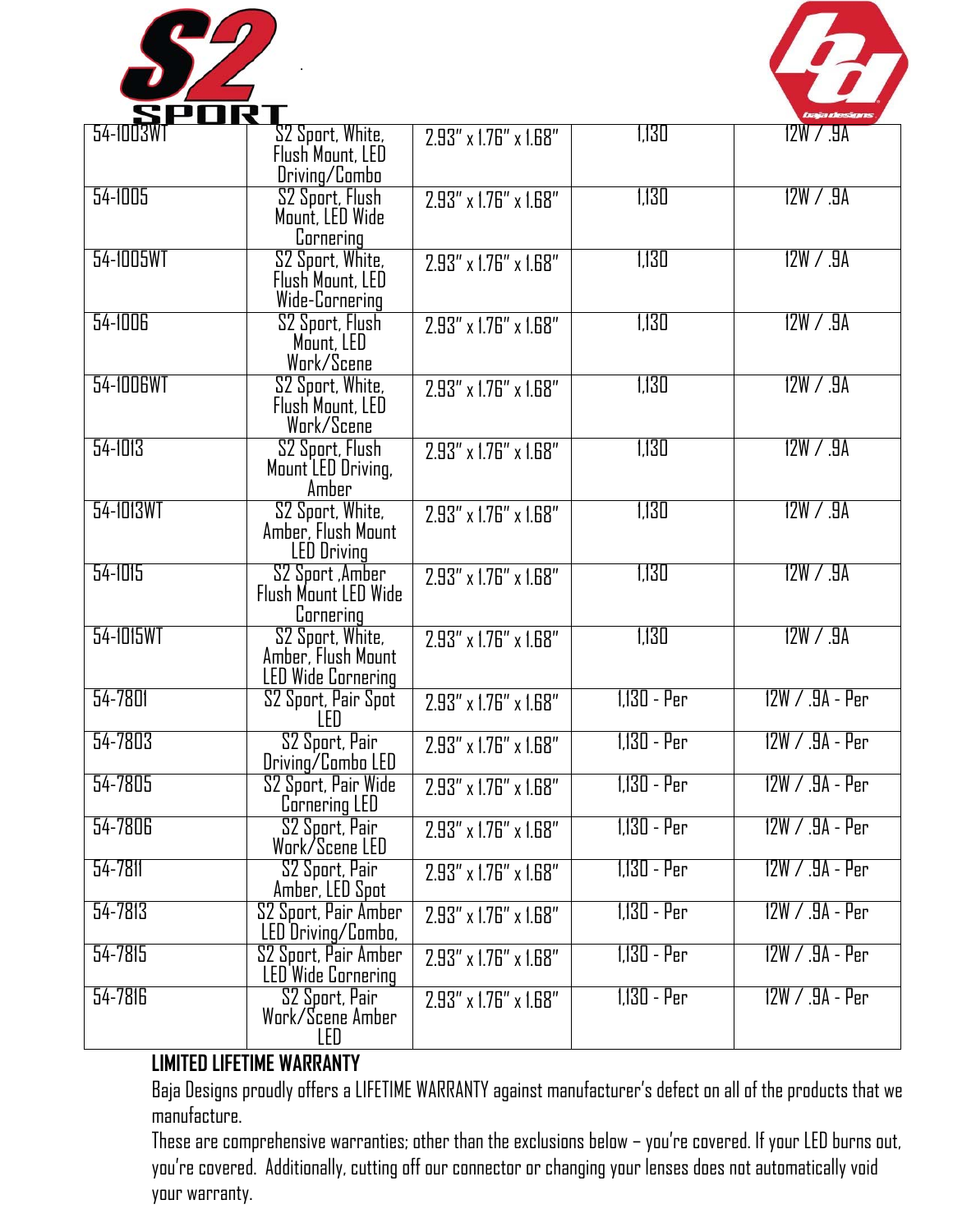| | | | | |
|---|---|---|---|---|
| 54-1003WT | S2 Sport, White, Flush Mount, LED Driving/Combo | 2.93" x 1.76" x 1.68" | 1,130 | 12W / .9A |
| 54-1005 | S2 Sport, Flush Mount, LED Wide Cornering | 2.93" x 1.76" x 1.68" | 1,130 | 12W / .9A |
| 54-1005WT | S2 Sport, White, Flush Mount, LED Wide-Cornering | 2.93" x 1.76" x 1.68" | 1,130 | 12W / .9A |
| 54-1006 | S2 Sport, Flush Mount, LED Work/Scene | 2.93" x 1.76" x 1.68" | 1,130 | 12W / .9A |
| 54-1006WT | S2 Sport, White, Flush Mount, LED Work/Scene | 2.93" x 1.76" x 1.68" | 1,130 | 12W / .9A |
| 54-1013 | S2 Sport, Flush Mount LED Driving, Amber | 2.93" x 1.76" x 1.68" | 1,130 | 12W / .9A |
| 54-1013WT | S2 Sport, White, Amber, Flush Mount LED Driving | 2.93" x 1.76" x 1.68" | 1,130 | 12W / .9A |
| 54-1015 | S2 Sport ,Amber Flush Mount LED Wide Cornering | 2.93" x 1.76" x 1.68" | 1,130 | 12W / .9A |
| 54-1015WT | S2 Sport, White, Amber, Flush Mount LED Wide Cornering | 2.93" x 1.76" x 1.68" | 1,130 | 12W / .9A |
| 54-7801 | S2 Sport, Pair Spot LED | 2.93" x 1.76" x 1.68" | 1,130 - Per | 12W / .9A - Per |
| 54-7803 | S2 Sport, Pair Driving/Combo LED | 2.93" x 1.76" x 1.68" | 1,130 - Per | 12W / .9A - Per |
| 54-7805 | S2 Sport, Pair Wide Cornering LED | 2.93" x 1.76" x 1.68" | 1,130 - Per | 12W / .9A - Per |
| 54-7806 | S2 Sport, Pair Work/Scene LED | 2.93" x 1.76" x 1.68" | 1,130 - Per | 12W / .9A - Per |
| 54-7811 | S2 Sport, Pair Amber, LED Spot | 2.93" x 1.76" x 1.68" | 1,130 - Per | 12W / .9A - Per |
| 54-7813 | S2 Sport, Pair Amber LED Driving/Combo, | 2.93" x 1.76" x 1.68" | 1,130 - Per | 12W / .9A - Per |
| 54-7815 | S2 Sport, Pair Amber LED Wide Cornering | 2.93" x 1.76" x 1.68" | 1,130 - Per | 12W / .9A - Per |
| 54-7816 | S2 Sport, Pair Work/Scene Amber LED | 2.93" x 1.76" x 1.68" | 1,130 - Per | 12W / .9A - Per |

**LIMITED LIFETIME WARRANTY**

Baja Designs proudly offers a LIFETIME WARRANTY against manufacturer's defect on all of the products that we manufacture.

These are comprehensive warranties; other than the exclusions below – you're covered. If your LED burns out, you're covered. Additionally, cutting off our connector or changing your lenses does not automatically void your warranty.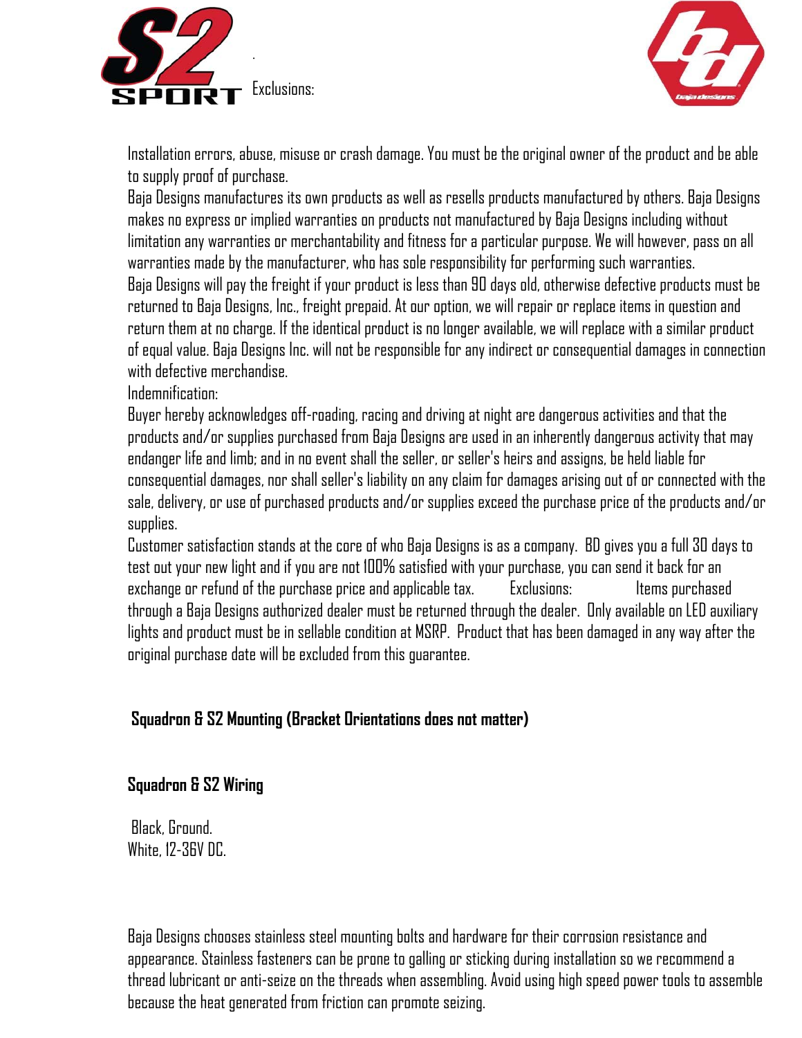Exclusions:

Installation errors, abuse, misuse or crash damage. You must be the original owner of the product and be able to supply proof of purchase.
Baja Designs manufactures its own products as well as resells products manufactured by others. Baja Designs makes no express or implied warranties on products not manufactured by Baja Designs including without limitation any warranties or merchantability and fitness for a particular purpose. We will however, pass on all warranties made by the manufacturer, who has sole responsibility for performing such warranties.
Baja Designs will pay the freight if your product is less than 90 days old, otherwise defective products must be returned to Baja Designs, Inc., freight prepaid. At our option, we will repair or replace items in question and return them at no charge. If the identical product is no longer available, we will replace with a similar product of equal value. Baja Designs Inc. will not be responsible for any indirect or consequential damages in connection with defective merchandise.
Indemnification:
Buyer hereby acknowledges off-roading, racing and driving at night are dangerous activities and that the products and/or supplies purchased from Baja Designs are used in an inherently dangerous activity that may endanger life and limb; and in no event shall the seller, or seller's heirs and assigns, be held liable for consequential damages, nor shall seller's liability on any claim for damages arising out of or connected with the sale, delivery, or use of purchased products and/or supplies exceed the purchase price of the products and/or supplies.
Customer satisfaction stands at the core of who Baja Designs is as a company. BD gives you a full 30 days to test out your new light and if you are not 100% satisfied with your purchase, you can send it back for an exchange or refund of the purchase price and applicable tax. Exclusions: Items purchased through a Baja Designs authorized dealer must be returned through the dealer. Only available on LED auxiliary lights and product must be in sellable condition at MSRP. Product that has been damaged in any way after the original purchase date will be excluded from this guarantee.

**Squadron & S2 Mounting (Bracket Orientations does not matter)**

**Squadron & S2 Wiring**

Black, Ground.
White, 12-36V DC.

Baja Designs chooses stainless steel mounting bolts and hardware for their corrosion resistance and appearance. Stainless fasteners can be prone to galling or sticking during installation so we recommend a thread lubricant or anti-seize on the threads when assembling. Avoid using high speed power tools to assemble because the heat generated from friction can promote seizing.